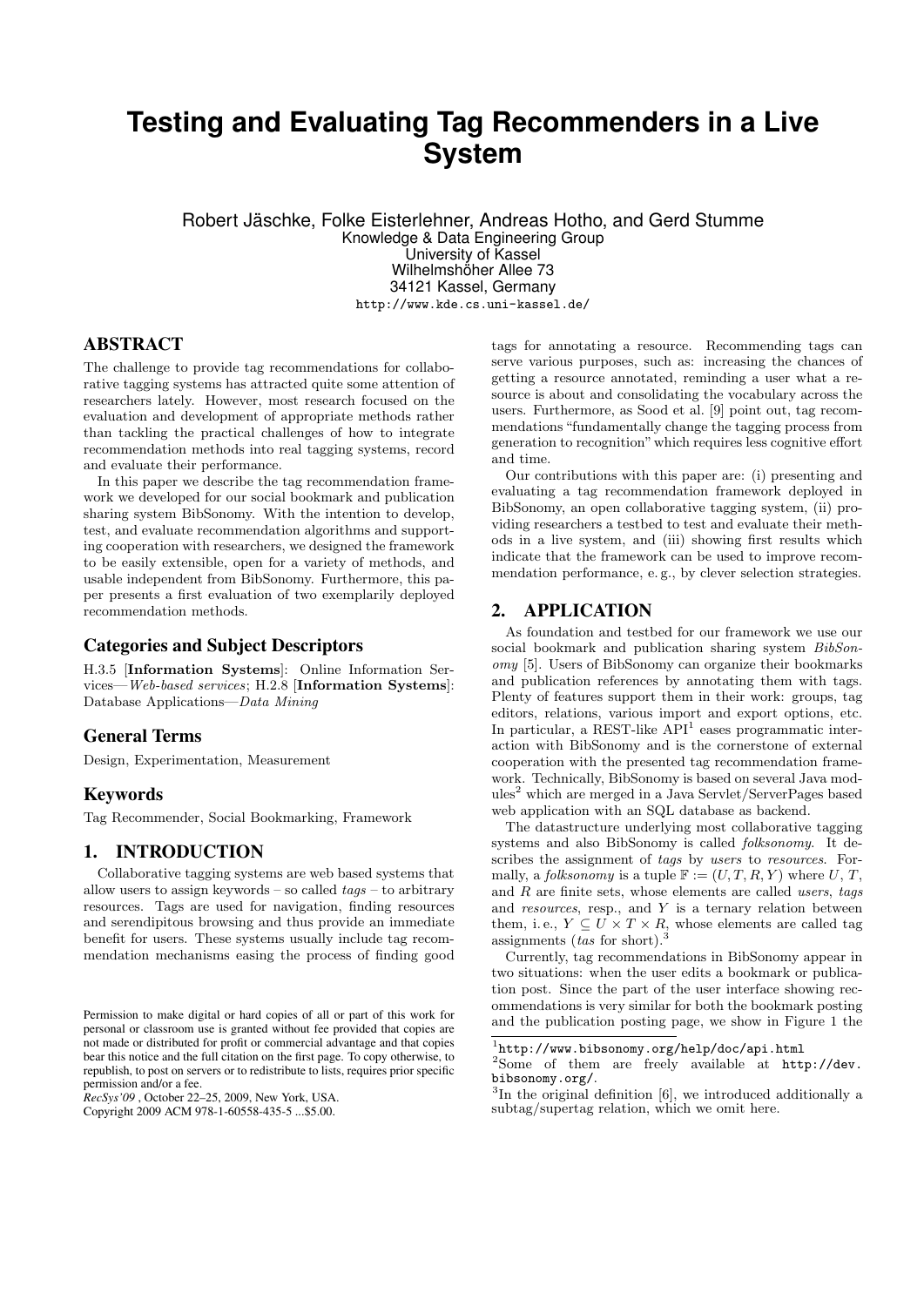# Testing and Evaluating Tag Recommenders in a Live System

Robert Jäschke, Folke Eisterlehner, Andreas Hotho, and Gerd Stumme
Knowledge & Data Engineering Group
University of Kassel
Wilhelmshöher Allee 73
34121 Kassel, Germany
http://www.kde.cs.uni-kassel.de/

## ABSTRACT

The challenge to provide tag recommendations for collaborative tagging systems has attracted quite some attention of researchers lately. However, most research focused on the evaluation and development of appropriate methods rather than tackling the practical challenges of how to integrate recommendation methods into real tagging systems, record and evaluate their performance.

In this paper we describe the tag recommendation framework we developed for our social bookmark and publication sharing system BibSonomy. With the intention to develop, test, and evaluate recommendation algorithms and supporting cooperation with researchers, we designed the framework to be easily extensible, open for a variety of methods, and usable independent from BibSonomy. Furthermore, this paper presents a first evaluation of two exemplarily deployed recommendation methods.

## Categories and Subject Descriptors

H.3.5 [**Information Systems**]: Online Information Services—*Web-based services*; H.2.8 [**Information Systems**]: Database Applications—*Data Mining*

## General Terms

Design, Experimentation, Measurement

## Keywords

Tag Recommender, Social Bookmarking, Framework

## 1. INTRODUCTION

Collaborative tagging systems are web based systems that allow users to assign keywords – so called *tags* – to arbitrary resources. Tags are used for navigation, finding resources and serendipitous browsing and thus provide an immediate benefit for users. These systems usually include tag recommendation mechanisms easing the process of finding good tags for annotating a resource. Recommending tags can serve various purposes, such as: increasing the chances of getting a resource annotated, reminding a user what a resource is about and consolidating the vocabulary across the users. Furthermore, as Sood et al. [9] point out, tag recommendations "fundamentally change the tagging process from generation to recognition" which requires less cognitive effort and time.

Our contributions with this paper are: (i) presenting and evaluating a tag recommendation framework deployed in BibSonomy, an open collaborative tagging system, (ii) providing researchers a testbed to test and evaluate their methods in a live system, and (iii) showing first results which indicate that the framework can be used to improve recommendation performance, e. g., by clever selection strategies.

## 2. APPLICATION

As foundation and testbed for our framework we use our social bookmark and publication sharing system *BibSonomy* [5]. Users of BibSonomy can organize their bookmarks and publication references by annotating them with tags. Plenty of features support them in their work: groups, tag editors, relations, various import and export options, etc. In particular, a REST-like API[1] eases programmatic interaction with BibSonomy and is the cornerstone of external cooperation with the presented tag recommendation framework. Technically, BibSonomy is based on several Java modules[2] which are merged in a Java Servlet/ServerPages based web application with an SQL database as backend.

The datastructure underlying most collaborative tagging systems and also BibSonomy is called *folksonomy*. It describes the assignment of *tags* by *users* to *resources*. Formally, a *folksonomy* is a tuple $\mathbb{F} := (U, T, R, Y)$ where $U$, $T$, and $R$ are finite sets, whose elements are called *users*, *tags* and *resources*, resp., and $Y$ is a ternary relation between them, i. e., $Y \subseteq U \times T \times R$, whose elements are called tag assignments (*tas* for short).[3]

Currently, tag recommendations in BibSonomy appear in two situations: when the user edits a bookmark or publication post. Since the part of the user interface showing recommendations is very similar for both the bookmark posting and the publication posting page, we show in Figure 1 the

Permission to make digital or hard copies of all or part of this work for personal or classroom use is granted without fee provided that copies are not made or distributed for profit or commercial advantage and that copies bear this notice and the full citation on the first page. To copy otherwise, to republish, to post on servers or to redistribute to lists, requires prior specific permission and/or a fee.
*RecSys'09*, October 22–25, 2009, New York, USA.
Copyright 2009 ACM 978-1-60558-435-5 ...$5.00.

[1] http://www.bibsonomy.org/help/doc/api.html

[2] Some of them are freely available at http://dev.bibsonomy.org/.

[3] In the original definition [6], we introduced additionally a subtag/supertag relation, which we omit here.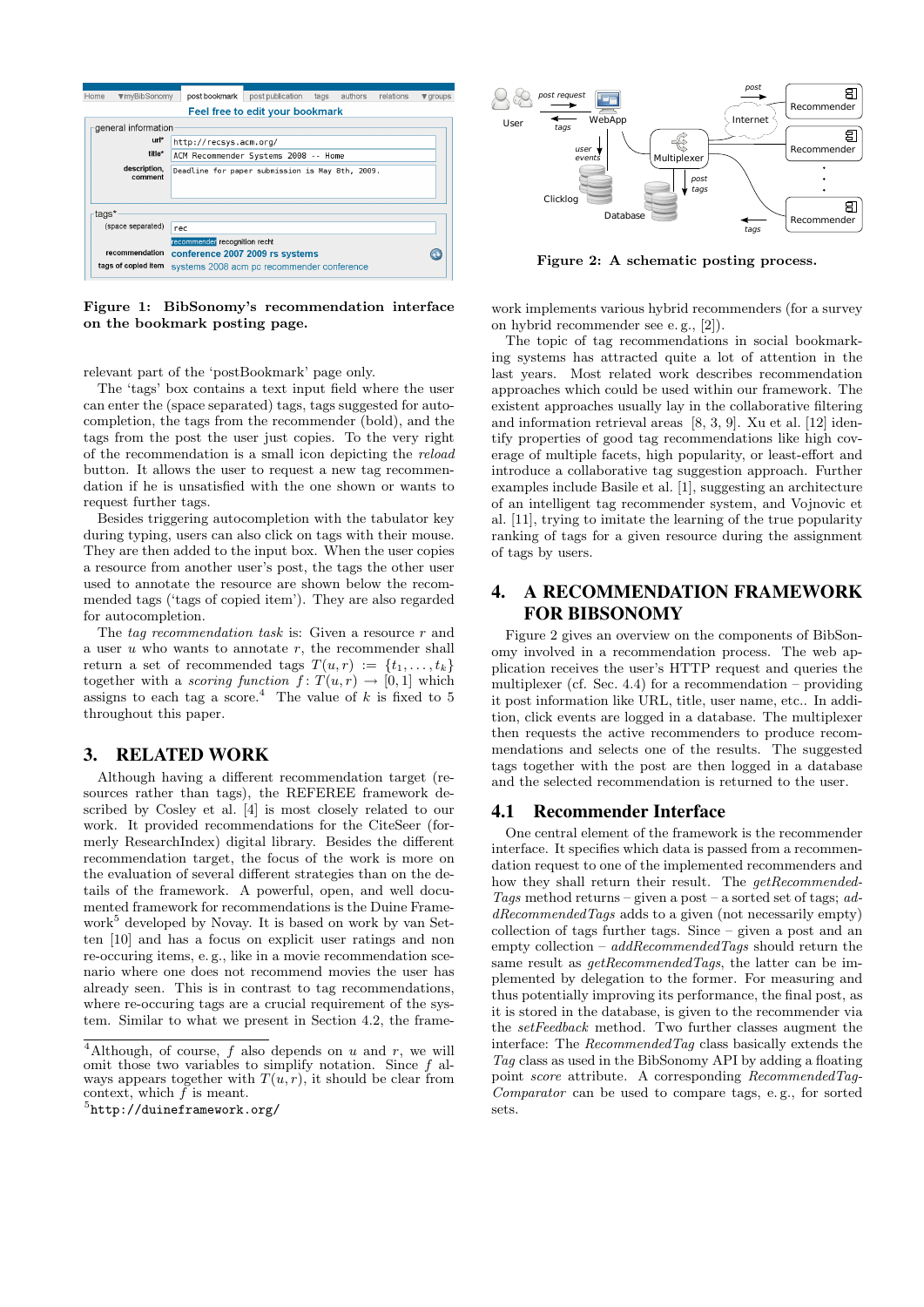**Figure 1: BibSonomy's recommendation interface on the bookmark posting page.**

relevant part of the 'postBookmark' page only.

The 'tags' box contains a text input field where the user can enter the (space separated) tags, tags suggested for autocompletion, the tags from the recommender (bold), and the tags from the post the user just copies. To the very right of the recommendation is a small icon depicting the *reload* button. It allows the user to request a new tag recommendation if he is unsatisfied with the one shown or wants to request further tags.

Besides triggering autocompletion with the tabulator key during typing, users can also click on tags with their mouse. They are then added to the input box. When the user copies a resource from another user's post, the tags the other user used to annotate the resource are shown below the recommended tags ('tags of copied item'). They are also regarded for autocompletion.

The *tag recommendation task* is: Given a resource $r$ and a user $u$ who wants to annotate $r$, the recommender shall return a set of recommended tags $T(u, r) := \{t_1, \ldots, t_k\}$ together with a *scoring function* $f\colon T(u, r) \to [0, 1]$ which assigns to each tag a score.[4] The value of $k$ is fixed to 5 throughout this paper.

## 3. RELATED WORK

Although having a different recommendation target (resources rather than tags), the REFEREE framework described by Cosley et al. [4] is most closely related to our work. It provided recommendations for the CiteSeer (formerly ResearchIndex) digital library. Besides the different recommendation target, the focus of the work is more on the evaluation of several different strategies than on the details of the framework. A powerful, open, and well documented framework for recommendations is the Duine Framework[5] developed by Novay. It is based on work by van Setten [10] and has a focus on explicit user ratings and non re-occuring items, e. g., like in a movie recommendation scenario where one does not recommend movies the user has already seen. This is in contrast to tag recommendations, where re-occuring tags are a crucial requirement of the system. Similar to what we present in Section 4.2, the framework implements various hybrid recommenders (for a survey on hybrid recommender see e. g., [2]).

The topic of tag recommendations in social bookmarking systems has attracted quite a lot of attention in the last years. Most related work describes recommendation approaches which could be used within our framework. The existent approaches usually lay in the collaborative filtering and information retrieval areas [8, 3, 9]. Xu et al. [12] identify properties of good tag recommendations like high coverage of multiple facets, high popularity, or least-effort and introduce a collaborative tag suggestion approach. Further examples include Basile et al. [1], suggesting an architecture of an intelligent tag recommender system, and Vojnovic et al. [11], trying to imitate the learning of the true popularity ranking of tags for a given resource during the assignment of tags by users.

**Figure 2: A schematic posting process.**

## 4. A RECOMMENDATION FRAMEWORK FOR BIBSONOMY

Figure 2 gives an overview on the components of BibSonomy involved in a recommendation process. The web application receives the user's HTTP request and queries the multiplexer (cf. Sec. 4.4) for a recommendation – providing it post information like URL, title, user name, etc.. In addition, click events are logged in a database. The multiplexer then requests the active recommenders to produce recommendations and selects one of the results. The suggested tags together with the post are then logged in a database and the selected recommendation is returned to the user.

### 4.1 Recommender Interface

One central element of the framework is the recommender interface. It specifies which data is passed from a recommendation request to one of the implemented recommenders and how they shall return their result. The *getRecommendedTags* method returns – given a post – a sorted set of tags; *addRecommendedTags* adds to a given (not necessarily empty) collection of tags further tags. Since – given a post and an empty collection – *addRecommendedTags* should return the same result as *getRecommendedTags*, the latter can be implemented by delegation to the former. For measuring and thus potentially improving its performance, the final post, as it is stored in the database, is given to the recommender via the *setFeedback* method. Two further classes augment the interface: The *RecommendedTag* class basically extends the *Tag* class as used in the BibSonomy API by adding a floating point *score* attribute. A corresponding *RecommendedTagComparator* can be used to compare tags, e. g., for sorted sets.

[4] Although, of course, $f$ also depends on $u$ and $r$, we will omit those two variables to simplify notation. Since $f$ always appears together with $T(u, r)$, it should be clear from context, which $f$ is meant.

[5] http://duineframework.org/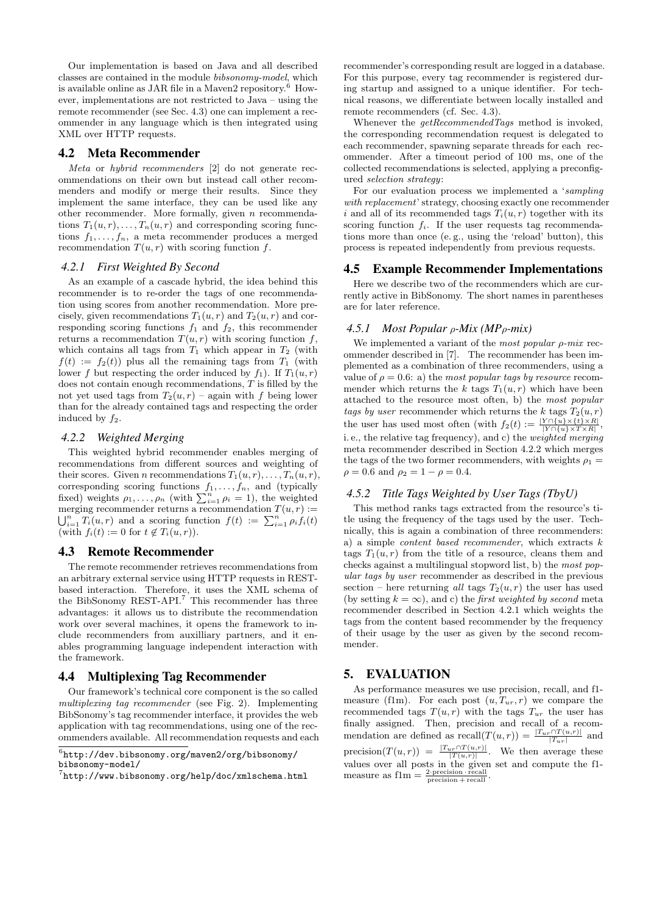Our implementation is based on Java and all described classes are contained in the module *bibsonomy-model*, which is available online as JAR file in a Maven2 repository.[6] However, implementations are not restricted to Java – using the remote recommender (see Sec. 4.3) one can implement a recommender in any language which is then integrated using XML over HTTP requests.

## 4.2 Meta Recommender

*Meta* or *hybrid recommenders* [2] do not generate recommendations on their own but instead call other recommenders and modify or merge their results. Since they implement the same interface, they can be used like any other recommender. More formally, given $n$ recommendations $T_1(u,r),\ldots,T_n(u,r)$ and corresponding scoring functions $f_1,\ldots,f_n$, a meta recommender produces a merged recommendation $T(u,r)$ with scoring function $f$.

### 4.2.1 First Weighted By Second

As an example of a cascade hybrid, the idea behind this recommender is to re-order the tags of one recommendation using scores from another recommendation. More precisely, given recommendations $T_1(u,r)$ and $T_2(u,r)$ and corresponding scoring functions $f_1$ and $f_2$, this recommender returns a recommendation $T(u,r)$ with scoring function $f$, which contains all tags from $T_1$ which appear in $T_2$ (with $f(t) := f_2(t)$) plus all the remaining tags from $T_1$ (with lower $f$ but respecting the order induced by $f_1$). If $T_1(u,r)$ does not contain enough recommendations, $T$ is filled by the not yet used tags from $T_2(u,r)$ – again with $f$ being lower than for the already contained tags and respecting the order induced by $f_2$.

### 4.2.2 Weighted Merging

This weighted hybrid recommender enables merging of recommendations from different sources and weighting of their scores. Given $n$ recommendations $T_1(u,r),\ldots,T_n(u,r)$, corresponding scoring functions $f_1,\ldots,f_n$, and (typically fixed) weights $\rho_1,\ldots,\rho_n$ (with $\sum_{i=1}^n \rho_i = 1$), the weighted merging recommender returns a recommendation $T(u,r) := \bigcup_{i=1}^n T_i(u,r)$ and a scoring function $f(t) := \sum_{i=1}^n \rho_i f_i(t)$ (with $f_i(t) := 0$ for $t \notin T_i(u,r)$).

## 4.3 Remote Recommender

The remote recommender retrieves recommendations from an arbitrary external service using HTTP requests in REST-based interaction. Therefore, it uses the XML schema of the BibSonomy REST-API.[7] This recommender has three advantages: it allows us to distribute the recommendation work over several machines, it opens the framework to include recommenders from auxilliary partners, and it enables programming language independent interaction with the framework.

## 4.4 Multiplexing Tag Recommender

Our framework's technical core component is the so called *multiplexing tag recommender* (see Fig. 2). Implementing BibSonomy's tag recommender interface, it provides the web application with tag recommendations, using one of the recommenders available. All recommendation requests and each recommender's corresponding result are logged in a database. For this purpose, every tag recommender is registered during startup and assigned to a unique identifier. For technical reasons, we differentiate between locally installed and remote recommenders (cf. Sec. 4.3).

Whenever the *getRecommendedTags* method is invoked, the corresponding recommendation request is delegated to each recommender, spawning separate threads for each recommender. After a timeout period of 100 ms, one of the collected recommendations is selected, applying a preconfigured *selection strategy*:

For our evaluation process we implemented a '*sampling with replacement*' strategy, choosing exactly one recommender $i$ and all of its recommended tags $T_i(u,r)$ together with its scoring function $f_i$. If the user requests tag recommendations more than once (e. g., using the 'reload' button), this process is repeated independently from previous requests.

## 4.5 Example Recommender Implementations

Here we describe two of the recommenders which are currently active in BibSonomy. The short names in parentheses are for later reference.

### 4.5.1 Most Popular $\rho$-Mix (MP$\rho$-mix)

We implemented a variant of the *most popular $\rho$-mix* recommender described in [7]. The recommender has been implemented as a combination of three recommenders, using a value of $\rho = 0.6$: a) the *most popular tags by resource* recommender which returns the $k$ tags $T_1(u,r)$ which have been attached to the resource most often, b) the *most popular tags by user* recommender which returns the $k$ tags $T_2(u,r)$ the user has used most often (with $f_2(t) := \frac{|Y \cap \{u\} \times \{t\} \times R|}{|Y \cap \{u\} \times T \times R|}$, i. e., the relative tag frequency), and c) the *weighted merging* meta recommender described in Section 4.2.2 which merges the tags of the two former recommenders, with weights $\rho_1 = \rho = 0.6$ and $\rho_2 = 1 - \rho = 0.4$.

### 4.5.2 Title Tags Weighted by User Tags (TbyU)

This method ranks tags extracted from the resource's title using the frequency of the tags used by the user. Technically, this is again a combination of three recommenders: a) a simple *content based recommender*, which extracts $k$ tags $T_1(u,r)$ from the title of a resource, cleans them and checks against a multilingual stopword list, b) the *most popular tags by user* recommender as described in the previous section – here returning *all* tags $T_2(u,r)$ the user has used (by setting $k = \infty$), and c) the *first weighted by second* meta recommender described in Section 4.2.1 which weights the tags from the content based recommender by the frequency of their usage by the user as given by the second recommender.

# 5. EVALUATION

As performance measures we use precision, recall, and f1-measure (f1m). For each post $(u, T_{ur}, r)$ we compare the recommended tags $T(u,r)$ with the tags $T_{ur}$ the user has finally assigned. Then, precision and recall of a recommendation are defined as $\text{recall}(T(u,r)) = \frac{|T_{ur} \cap T(u,r)|}{|T_{ur}|}$ and $\text{precision}(T(u,r)) = \frac{|T_{ur} \cap T(u,r)|}{|T(u,r)|}$. We then average these values over all posts in the given set and compute the f1-measure as $\text{f1m} = \frac{2 \cdot \text{precision} \cdot \text{recall}}{\text{precision} + \text{recall}}$.

[6] http://dev.bibsonomy.org/maven2/org/bibsonomy/bibsonomy-model/

[7] http://www.bibsonomy.org/help/doc/xmlschema.html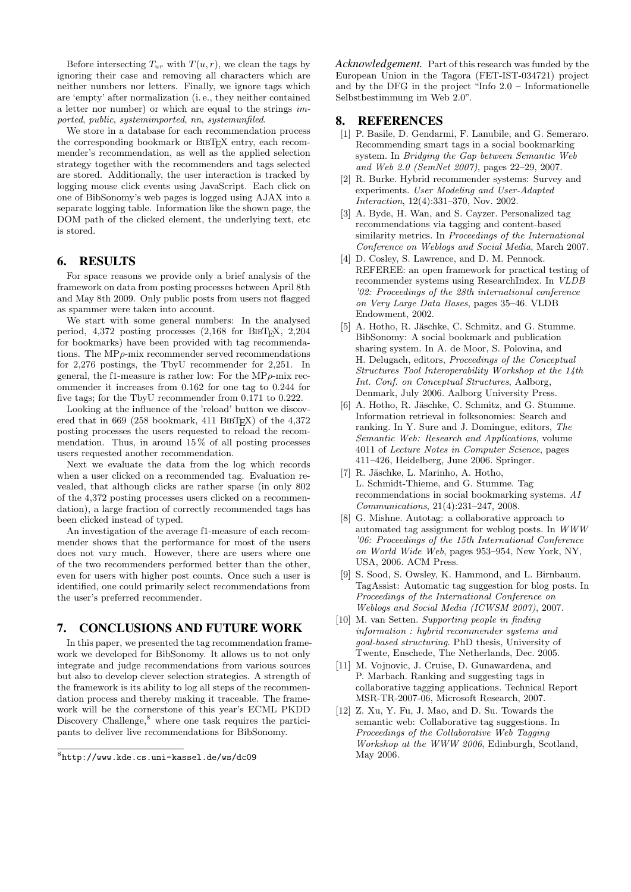Before intersecting $T_{ur}$ with $T(u, r)$, we clean the tags by ignoring their case and removing all characters which are neither numbers nor letters. Finally, we ignore tags which are 'empty' after normalization (i. e., they neither contained a letter nor number) or which are equal to the strings *imported*, *public*, *systemimported*, *nn*, *systemunfiled*.

We store in a database for each recommendation process the corresponding bookmark or BibTeX entry, each recommender's recommendation, as well as the applied selection strategy together with the recommenders and tags selected are stored. Additionally, the user interaction is tracked by logging mouse click events using JavaScript. Each click on one of BibSonomy's web pages is logged using AJAX into a separate logging table. Information like the shown page, the DOM path of the clicked element, the underlying text, etc is stored.

## 6. RESULTS

For space reasons we provide only a brief analysis of the framework on data from posting processes between April 8th and May 8th 2009. Only public posts from users not flagged as spammer were taken into account.

We start with some general numbers: In the analysed period, 4,372 posting processes (2,168 for BibTeX, 2,204 for bookmarks) have been provided with tag recommendations. The MP$\rho$-mix recommender served recommendations for 2,276 postings, the TbyU recommender for 2,251. In general, the f1-measure is rather low: For the MP$\rho$-mix recommender it increases from 0.162 for one tag to 0.244 for five tags; for the TbyU recommender from 0.171 to 0.222.

Looking at the influence of the 'reload' button we discovered that in 669 (258 bookmark, 411 BibTeX) of the 4,372 posting processes the users requested to reload the recommendation. Thus, in around 15 % of all posting processes users requested another recommendation.

Next we evaluate the data from the log which records when a user clicked on a recommended tag. Evaluation revealed, that although clicks are rather sparse (in only 802 of the 4,372 posting processes users clicked on a recommendation), a large fraction of correctly recommended tags has been clicked instead of typed.

An investigation of the average f1-measure of each recommender shows that the performance for most of the users does not vary much. However, there are users where one of the two recommenders performed better than the other, even for users with higher post counts. Once such a user is identified, one could primarily select recommendations from the user's preferred recommender.

## 7. CONCLUSIONS AND FUTURE WORK

In this paper, we presented the tag recommendation framework we developed for BibSonomy. It allows us to not only integrate and judge recommendations from various sources but also to develop clever selection strategies. A strength of the framework is its ability to log all steps of the recommendation process and thereby making it traceable. The framework will be the cornerstone of this year's ECML PKDD Discovery Challenge,[8] where one task requires the participants to deliver live recommendations for BibSonomy.

[8] http://www.kde.cs.uni-kassel.de/ws/dc09

***Acknowledgement.*** Part of this research was funded by the European Union in the Tagora (FET-IST-034721) project and by the DFG in the project "Info 2.0 – Informationelle Selbstbestimmung im Web 2.0".

## 8. REFERENCES

[1] P. Basile, D. Gendarmi, F. Lanubile, and G. Semeraro. Recommending smart tags in a social bookmarking system. In *Bridging the Gap between Semantic Web and Web 2.0 (SemNet 2007)*, pages 22–29, 2007.

[2] R. Burke. Hybrid recommender systems: Survey and experiments. *User Modeling and User-Adapted Interaction*, 12(4):331–370, Nov. 2002.

[3] A. Byde, H. Wan, and S. Cayzer. Personalized tag recommendations via tagging and content-based similarity metrics. In *Proceedings of the International Conference on Weblogs and Social Media*, March 2007.

[4] D. Cosley, S. Lawrence, and D. M. Pennock. REFEREE: an open framework for practical testing of recommender systems using ResearchIndex. In *VLDB '02: Proceedings of the 28th international conference on Very Large Data Bases*, pages 35–46. VLDB Endowment, 2002.

[5] A. Hotho, R. Jäschke, C. Schmitz, and G. Stumme. BibSonomy: A social bookmark and publication sharing system. In A. de Moor, S. Polovina, and H. Delugach, editors, *Proceedings of the Conceptual Structures Tool Interoperability Workshop at the 14th Int. Conf. on Conceptual Structures*, Aalborg, Denmark, July 2006. Aalborg University Press.

[6] A. Hotho, R. Jäschke, C. Schmitz, and G. Stumme. Information retrieval in folksonomies: Search and ranking. In Y. Sure and J. Domingue, editors, *The Semantic Web: Research and Applications*, volume 4011 of *Lecture Notes in Computer Science*, pages 411–426, Heidelberg, June 2006. Springer.

[7] R. Jäschke, L. Marinho, A. Hotho, L. Schmidt-Thieme, and G. Stumme. Tag recommendations in social bookmarking systems. *AI Communications*, 21(4):231–247, 2008.

[8] G. Mishne. Autotag: a collaborative approach to automated tag assignment for weblog posts. In *WWW '06: Proceedings of the 15th International Conference on World Wide Web*, pages 953–954, New York, NY, USA, 2006. ACM Press.

[9] S. Sood, S. Owsley, K. Hammond, and L. Birnbaum. TagAssist: Automatic tag suggestion for blog posts. In *Proceedings of the International Conference on Weblogs and Social Media (ICWSM 2007)*, 2007.

[10] M. van Setten. *Supporting people in finding information : hybrid recommender systems and goal-based structuring*. PhD thesis, University of Twente, Enschede, The Netherlands, Dec. 2005.

[11] M. Vojnovic, J. Cruise, D. Gunawardena, and P. Marbach. Ranking and suggesting tags in collaborative tagging applications. Technical Report MSR-TR-2007-06, Microsoft Research, 2007.

[12] Z. Xu, Y. Fu, J. Mao, and D. Su. Towards the semantic web: Collaborative tag suggestions. In *Proceedings of the Collaborative Web Tagging Workshop at the WWW 2006*, Edinburgh, Scotland, May 2006.